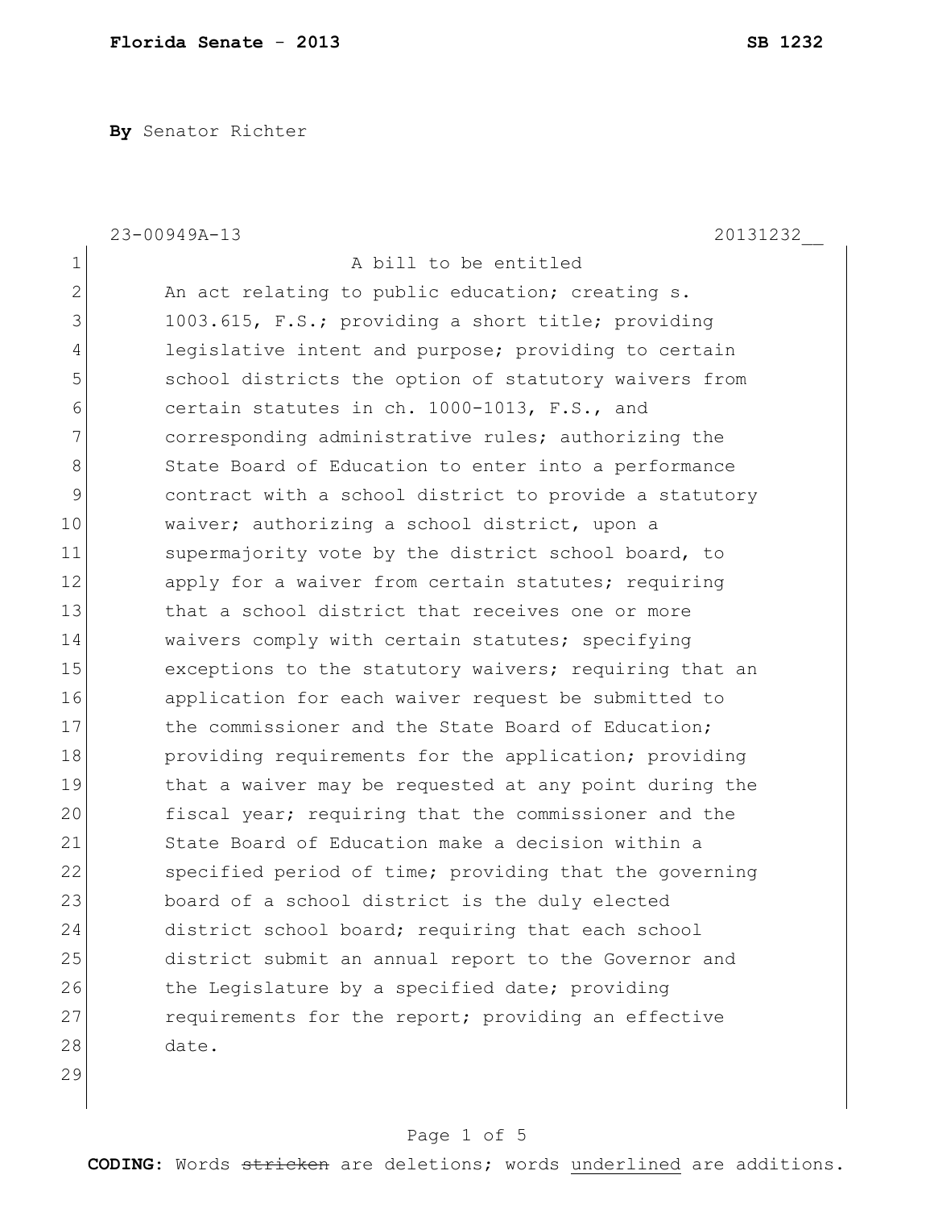**By** Senator Richter

23-00949A-13 20131232__

A bill to be entitled

An act relating to public education; creating s. 1003.615, F.S.; providing a short title; providing legislative intent and purpose; providing to certain school districts the option of statutory waivers from certain statutes in ch. 1000-1013, F.S., and corresponding administrative rules; authorizing the State Board of Education to enter into a performance contract with a school district to provide a statutory waiver; authorizing a school district, upon a supermajority vote by the district school board, to apply for a waiver from certain statutes; requiring that a school district that receives one or more waivers comply with certain statutes; specifying exceptions to the statutory waivers; requiring that an application for each waiver request be submitted to the commissioner and the State Board of Education; providing requirements for the application; providing that a waiver may be requested at any point during the fiscal year; requiring that the commissioner and the State Board of Education make a decision within a specified period of time; providing that the governing board of a school district is the duly elected district school board; requiring that each school district submit an annual report to the Governor and the Legislature by a specified date; providing requirements for the report; providing an effective date.

**CODING:** Words ~~stricken~~ are deletions; words <u>underlined</u> are additions.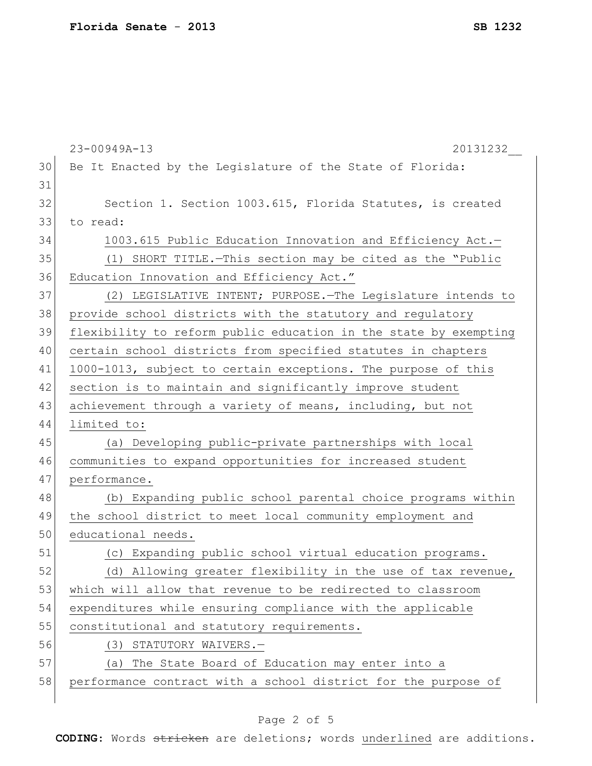Be It Enacted by the Legislature of the State of Florida:

Section 1. Section 1003.615, Florida Statutes, is created to read:

1003.615 Public Education Innovation and Efficiency Act.—

(1) SHORT TITLE.—This section may be cited as the "Public Education Innovation and Efficiency Act."

(2) LEGISLATIVE INTENT; PURPOSE.—The Legislature intends to provide school districts with the statutory and regulatory flexibility to reform public education in the state by exempting certain school districts from specified statutes in chapters 1000-1013, subject to certain exceptions. The purpose of this section is to maintain and significantly improve student achievement through a variety of means, including, but not limited to:

(a) Developing public-private partnerships with local communities to expand opportunities for increased student performance.

(b) Expanding public school parental choice programs within the school district to meet local community employment and educational needs.

(c) Expanding public school virtual education programs.

(d) Allowing greater flexibility in the use of tax revenue, which will allow that revenue to be redirected to classroom expenditures while ensuring compliance with the applicable constitutional and statutory requirements.

(3) STATUTORY WAIVERS.—

(a) The State Board of Education may enter into a performance contract with a school district for the purpose of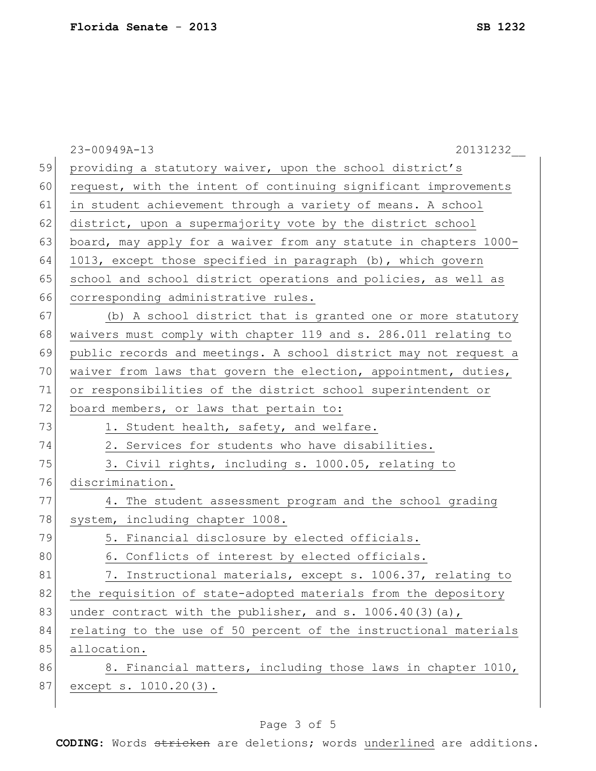providing a statutory waiver, upon the school district's request, with the intent of continuing significant improvements in student achievement through a variety of means. A school district, upon a supermajority vote by the district school board, may apply for a waiver from any statute in chapters 1000-1013, except those specified in paragraph (b), which govern school and school district operations and policies, as well as corresponding administrative rules.

(b) A school district that is granted one or more statutory waivers must comply with chapter 119 and s. 286.011 relating to public records and meetings. A school district may not request a waiver from laws that govern the election, appointment, duties, or responsibilities of the district school superintendent or board members, or laws that pertain to:

1. Student health, safety, and welfare.

2. Services for students who have disabilities.

3. Civil rights, including s. 1000.05, relating to discrimination.

4. The student assessment program and the school grading system, including chapter 1008.

5. Financial disclosure by elected officials.

6. Conflicts of interest by elected officials.

7. Instructional materials, except s. 1006.37, relating to the requisition of state-adopted materials from the depository under contract with the publisher, and s. 1006.40(3)(a), relating to the use of 50 percent of the instructional materials allocation.

8. Financial matters, including those laws in chapter 1010, except s. 1010.20(3).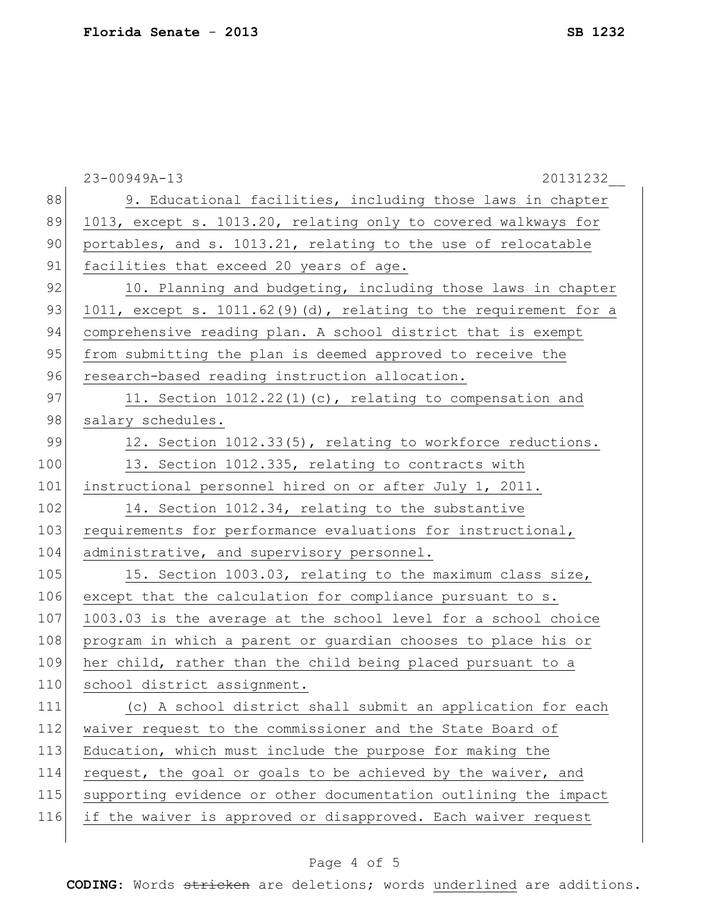9. Educational facilities, including those laws in chapter 1013, except s. 1013.20, relating only to covered walkways for portables, and s. 1013.21, relating to the use of relocatable facilities that exceed 20 years of age.

10. Planning and budgeting, including those laws in chapter 1011, except s. 1011.62(9)(d), relating to the requirement for a comprehensive reading plan. A school district that is exempt from submitting the plan is deemed approved to receive the research-based reading instruction allocation.

11. Section 1012.22(1)(c), relating to compensation and salary schedules.

12. Section 1012.33(5), relating to workforce reductions.

13. Section 1012.335, relating to contracts with instructional personnel hired on or after July 1, 2011.

14. Section 1012.34, relating to the substantive requirements for performance evaluations for instructional, administrative, and supervisory personnel.

15. Section 1003.03, relating to the maximum class size, except that the calculation for compliance pursuant to s. 1003.03 is the average at the school level for a school choice program in which a parent or guardian chooses to place his or her child, rather than the child being placed pursuant to a school district assignment.

(c) A school district shall submit an application for each waiver request to the commissioner and the State Board of Education, which must include the purpose for making the request, the goal or goals to be achieved by the waiver, and supporting evidence or other documentation outlining the impact if the waiver is approved or disapproved. Each waiver request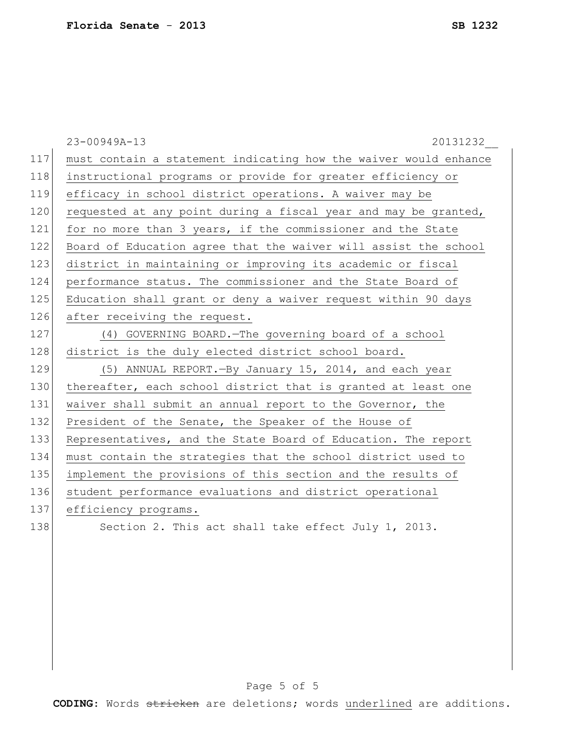23-00949A-13 20131232__

must contain a statement indicating how the waiver would enhance instructional programs or provide for greater efficiency or efficacy in school district operations. A waiver may be requested at any point during a fiscal year and may be granted, for no more than 3 years, if the commissioner and the State Board of Education agree that the waiver will assist the school district in maintaining or improving its academic or fiscal performance status. The commissioner and the State Board of Education shall grant or deny a waiver request within 90 days after receiving the request.

(4) GOVERNING BOARD.—The governing board of a school district is the duly elected district school board.

(5) ANNUAL REPORT.—By January 15, 2014, and each year thereafter, each school district that is granted at least one waiver shall submit an annual report to the Governor, the President of the Senate, the Speaker of the House of Representatives, and the State Board of Education. The report must contain the strategies that the school district used to implement the provisions of this section and the results of student performance evaluations and district operational efficiency programs.

Section 2. This act shall take effect July 1, 2013.

**CODING:** Words ~~stricken~~ are deletions; words underlined are additions.